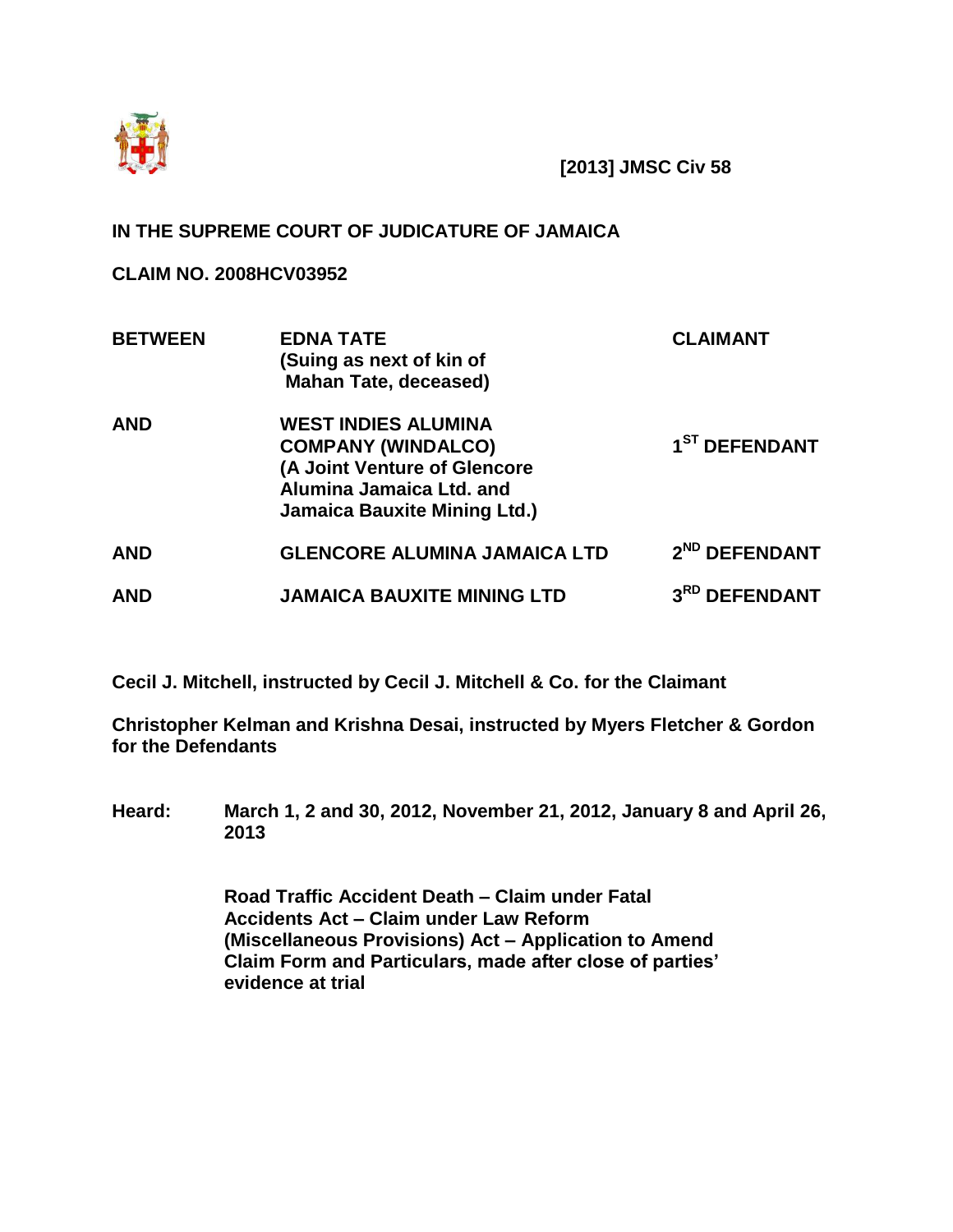**[2013] JMSC Civ 58**

**IN THE SUPREME COURT OF JUDICATURE OF JAMAICA**

**CLAIM NO. 2008HCV03952**

| | | |
|---|---|---|
| **BETWEEN** | **EDNA TATE (Suing as next of kin of Mahan Tate, deceased)** | **CLAIMANT** |
| **AND** | **WEST INDIES ALUMINA COMPANY (WINDALCO) (A Joint Venture of Glencore Alumina Jamaica Ltd. and Jamaica Bauxite Mining Ltd.)** | **1ST DEFENDANT** |
| **AND** | **GLENCORE ALUMINA JAMAICA LTD** | **2ND DEFENDANT** |
| **AND** | **JAMAICA BAUXITE MINING LTD** | **3RD DEFENDANT** |

**Cecil J. Mitchell, instructed by Cecil J. Mitchell & Co. for the Claimant**

**Christopher Kelman and Krishna Desai, instructed by Myers Fletcher & Gordon for the Defendants**

**Heard: March 1, 2 and 30, 2012, November 21, 2012, January 8 and April 26, 2013**

**Road Traffic Accident Death – Claim under Fatal Accidents Act – Claim under Law Reform (Miscellaneous Provisions) Act – Application to Amend Claim Form and Particulars, made after close of parties' evidence at trial**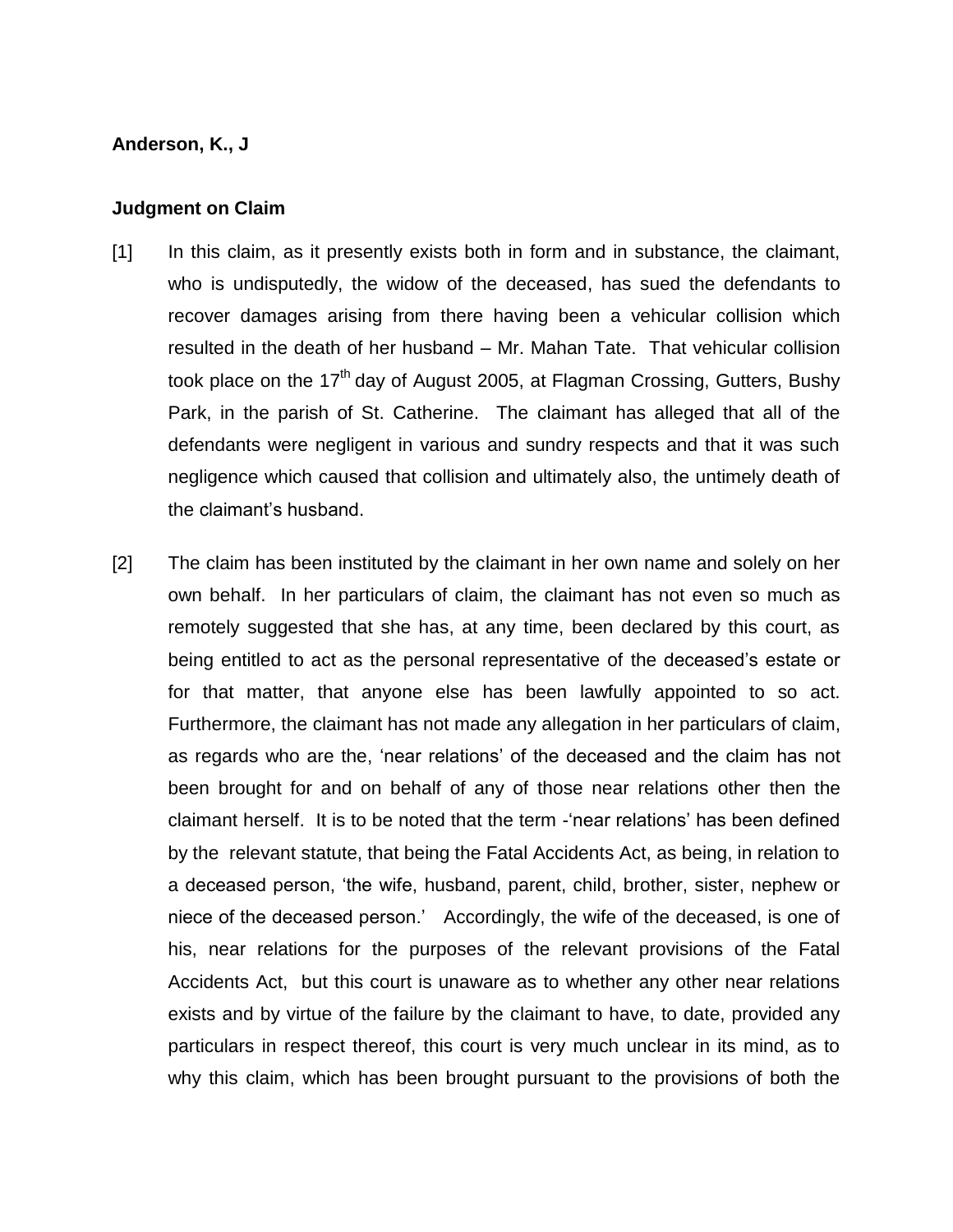**Anderson, K., J**

**Judgment on Claim**

[1] In this claim, as it presently exists both in form and in substance, the claimant, who is undisputedly, the widow of the deceased, has sued the defendants to recover damages arising from there having been a vehicular collision which resulted in the death of her husband – Mr. Mahan Tate. That vehicular collision took place on the 17th day of August 2005, at Flagman Crossing, Gutters, Bushy Park, in the parish of St. Catherine. The claimant has alleged that all of the defendants were negligent in various and sundry respects and that it was such negligence which caused that collision and ultimately also, the untimely death of the claimant's husband.

[2] The claim has been instituted by the claimant in her own name and solely on her own behalf. In her particulars of claim, the claimant has not even so much as remotely suggested that she has, at any time, been declared by this court, as being entitled to act as the personal representative of the deceased's estate or for that matter, that anyone else has been lawfully appointed to so act. Furthermore, the claimant has not made any allegation in her particulars of claim, as regards who are the, 'near relations' of the deceased and the claim has not been brought for and on behalf of any of those near relations other then the claimant herself. It is to be noted that the term -'near relations' has been defined by the relevant statute, that being the Fatal Accidents Act, as being, in relation to a deceased person, 'the wife, husband, parent, child, brother, sister, nephew or niece of the deceased person.' Accordingly, the wife of the deceased, is one of his, near relations for the purposes of the relevant provisions of the Fatal Accidents Act, but this court is unaware as to whether any other near relations exists and by virtue of the failure by the claimant to have, to date, provided any particulars in respect thereof, this court is very much unclear in its mind, as to why this claim, which has been brought pursuant to the provisions of both the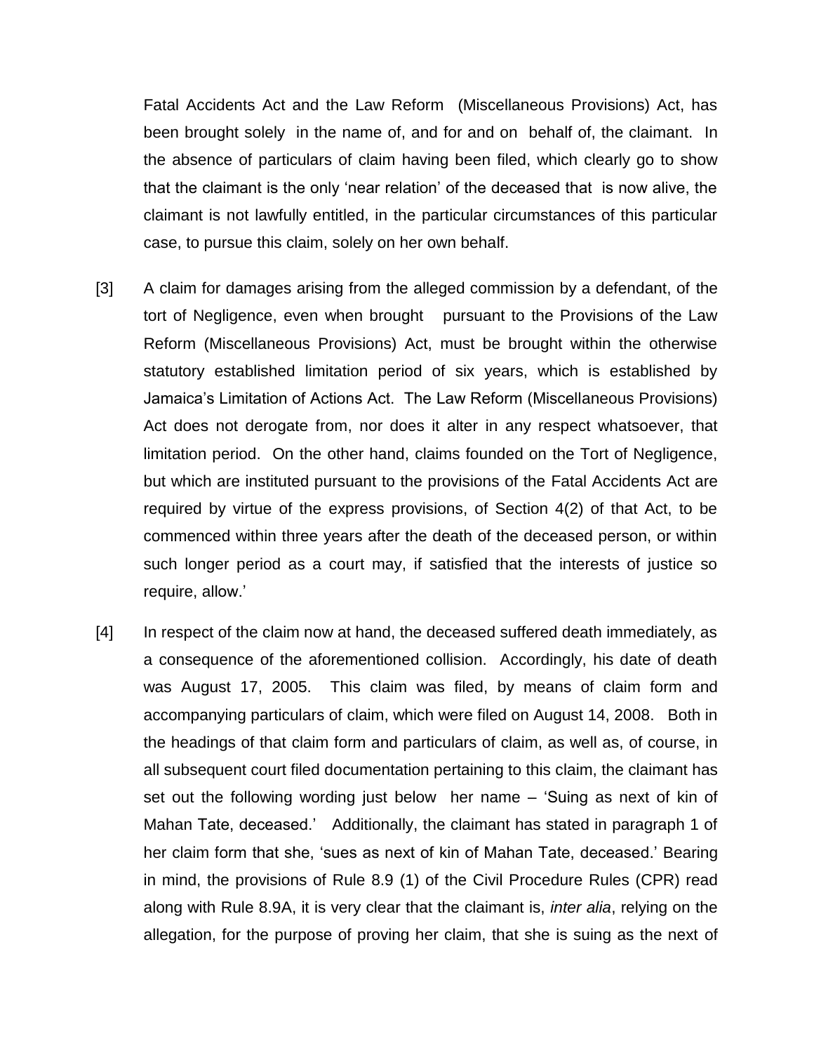Fatal Accidents Act and the Law Reform (Miscellaneous Provisions) Act, has been brought solely in the name of, and for and on behalf of, the claimant. In the absence of particulars of claim having been filed, which clearly go to show that the claimant is the only 'near relation' of the deceased that is now alive, the claimant is not lawfully entitled, in the particular circumstances of this particular case, to pursue this claim, solely on her own behalf.

[3] A claim for damages arising from the alleged commission by a defendant, of the tort of Negligence, even when brought pursuant to the Provisions of the Law Reform (Miscellaneous Provisions) Act, must be brought within the otherwise statutory established limitation period of six years, which is established by Jamaica's Limitation of Actions Act. The Law Reform (Miscellaneous Provisions) Act does not derogate from, nor does it alter in any respect whatsoever, that limitation period. On the other hand, claims founded on the Tort of Negligence, but which are instituted pursuant to the provisions of the Fatal Accidents Act are required by virtue of the express provisions, of Section 4(2) of that Act, to be commenced within three years after the death of the deceased person, or within such longer period as a court may, if satisfied that the interests of justice so require, allow.'

[4] In respect of the claim now at hand, the deceased suffered death immediately, as a consequence of the aforementioned collision. Accordingly, his date of death was August 17, 2005. This claim was filed, by means of claim form and accompanying particulars of claim, which were filed on August 14, 2008. Both in the headings of that claim form and particulars of claim, as well as, of course, in all subsequent court filed documentation pertaining to this claim, the claimant has set out the following wording just below her name – 'Suing as next of kin of Mahan Tate, deceased.' Additionally, the claimant has stated in paragraph 1 of her claim form that she, 'sues as next of kin of Mahan Tate, deceased.' Bearing in mind, the provisions of Rule 8.9 (1) of the Civil Procedure Rules (CPR) read along with Rule 8.9A, it is very clear that the claimant is, *inter alia*, relying on the allegation, for the purpose of proving her claim, that she is suing as the next of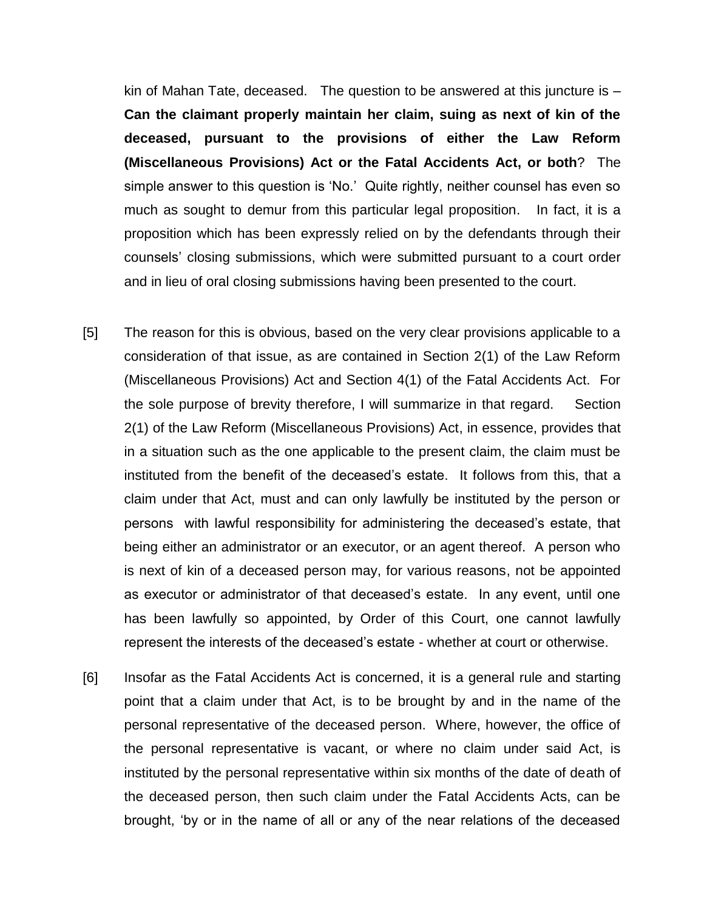kin of Mahan Tate, deceased. The question to be answered at this juncture is – **Can the claimant properly maintain her claim, suing as next of kin of the deceased, pursuant to the provisions of either the Law Reform (Miscellaneous Provisions) Act or the Fatal Accidents Act, or both**? The simple answer to this question is 'No.' Quite rightly, neither counsel has even so much as sought to demur from this particular legal proposition. In fact, it is a proposition which has been expressly relied on by the defendants through their counsels' closing submissions, which were submitted pursuant to a court order and in lieu of oral closing submissions having been presented to the court.

[5] The reason for this is obvious, based on the very clear provisions applicable to a consideration of that issue, as are contained in Section 2(1) of the Law Reform (Miscellaneous Provisions) Act and Section 4(1) of the Fatal Accidents Act. For the sole purpose of brevity therefore, I will summarize in that regard. Section 2(1) of the Law Reform (Miscellaneous Provisions) Act, in essence, provides that in a situation such as the one applicable to the present claim, the claim must be instituted from the benefit of the deceased's estate. It follows from this, that a claim under that Act, must and can only lawfully be instituted by the person or persons with lawful responsibility for administering the deceased's estate, that being either an administrator or an executor, or an agent thereof. A person who is next of kin of a deceased person may, for various reasons, not be appointed as executor or administrator of that deceased's estate. In any event, until one has been lawfully so appointed, by Order of this Court, one cannot lawfully represent the interests of the deceased's estate - whether at court or otherwise.

[6] Insofar as the Fatal Accidents Act is concerned, it is a general rule and starting point that a claim under that Act, is to be brought by and in the name of the personal representative of the deceased person. Where, however, the office of the personal representative is vacant, or where no claim under said Act, is instituted by the personal representative within six months of the date of death of the deceased person, then such claim under the Fatal Accidents Acts, can be brought, 'by or in the name of all or any of the near relations of the deceased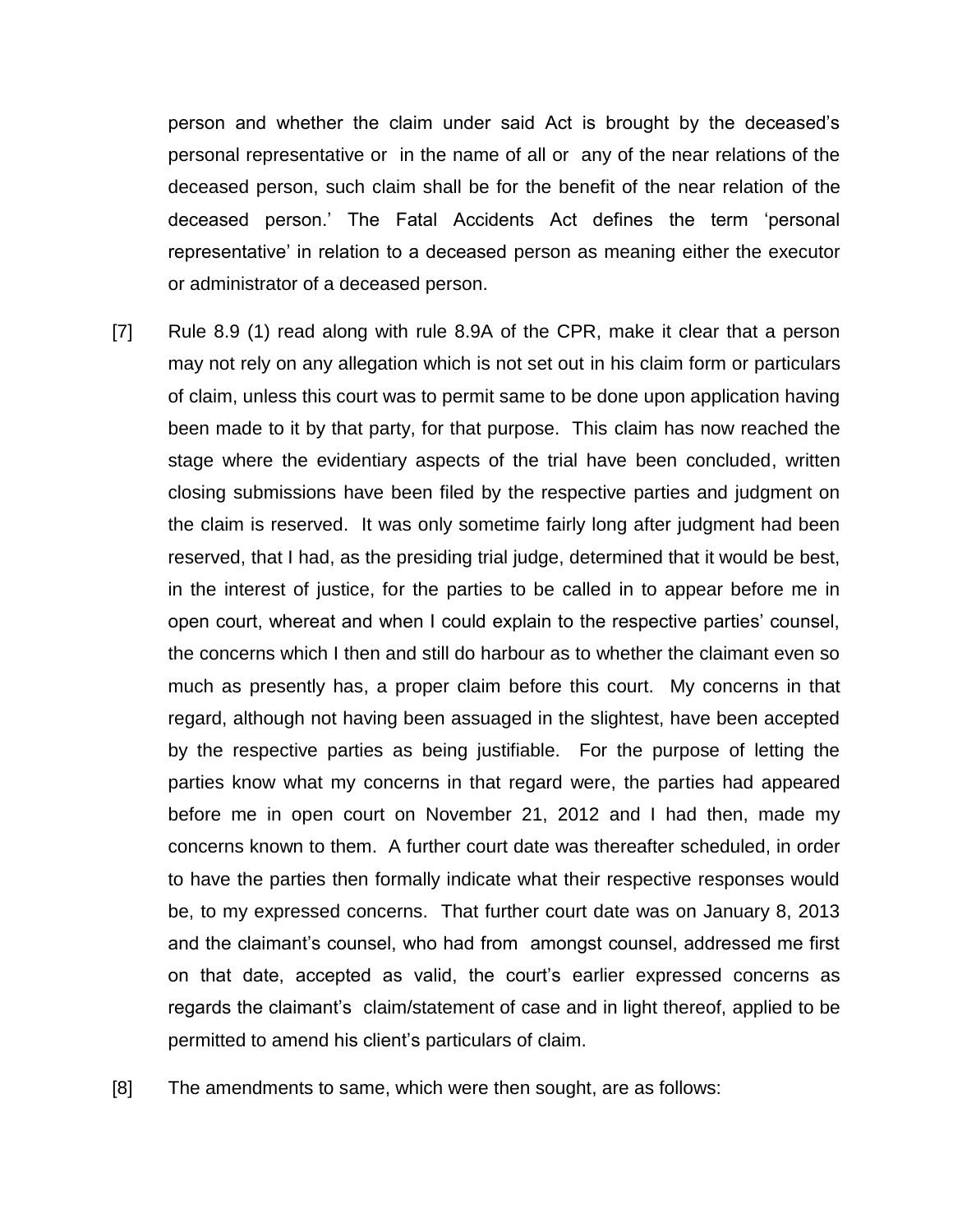person and whether the claim under said Act is brought by the deceased's personal representative or in the name of all or any of the near relations of the deceased person, such claim shall be for the benefit of the near relation of the deceased person.' The Fatal Accidents Act defines the term 'personal representative' in relation to a deceased person as meaning either the executor or administrator of a deceased person.

[7] Rule 8.9 (1) read along with rule 8.9A of the CPR, make it clear that a person may not rely on any allegation which is not set out in his claim form or particulars of claim, unless this court was to permit same to be done upon application having been made to it by that party, for that purpose. This claim has now reached the stage where the evidentiary aspects of the trial have been concluded, written closing submissions have been filed by the respective parties and judgment on the claim is reserved. It was only sometime fairly long after judgment had been reserved, that I had, as the presiding trial judge, determined that it would be best, in the interest of justice, for the parties to be called in to appear before me in open court, whereat and when I could explain to the respective parties' counsel, the concerns which I then and still do harbour as to whether the claimant even so much as presently has, a proper claim before this court. My concerns in that regard, although not having been assuaged in the slightest, have been accepted by the respective parties as being justifiable. For the purpose of letting the parties know what my concerns in that regard were, the parties had appeared before me in open court on November 21, 2012 and I had then, made my concerns known to them. A further court date was thereafter scheduled, in order to have the parties then formally indicate what their respective responses would be, to my expressed concerns. That further court date was on January 8, 2013 and the claimant's counsel, who had from amongst counsel, addressed me first on that date, accepted as valid, the court's earlier expressed concerns as regards the claimant's claim/statement of case and in light thereof, applied to be permitted to amend his client's particulars of claim.

[8] The amendments to same, which were then sought, are as follows: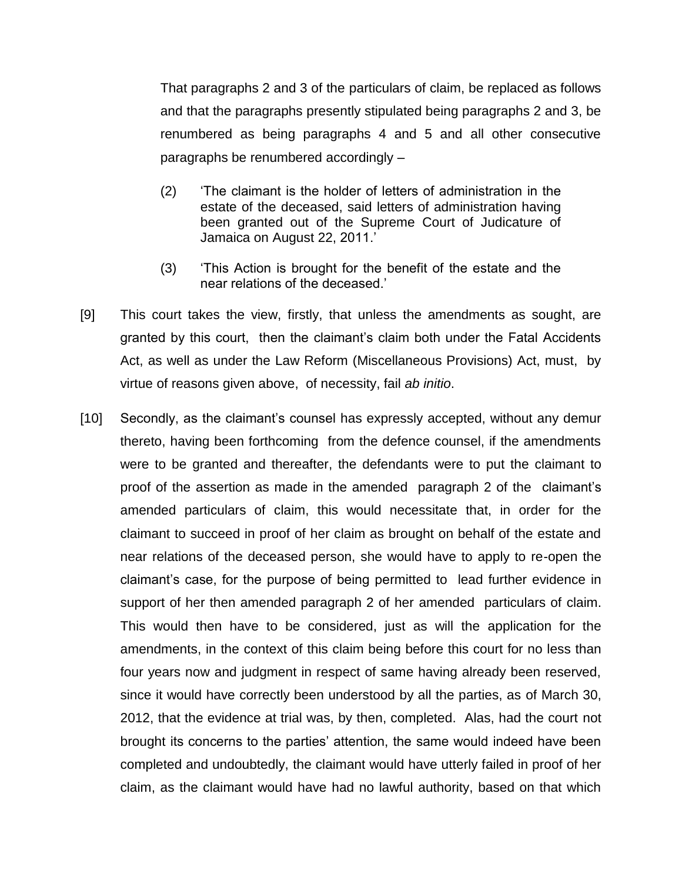That paragraphs 2 and 3 of the particulars of claim, be replaced as follows and that the paragraphs presently stipulated being paragraphs 2 and 3, be renumbered as being paragraphs 4 and 5 and all other consecutive paragraphs be renumbered accordingly –

> (2) 'The claimant is the holder of letters of administration in the estate of the deceased, said letters of administration having been granted out of the Supreme Court of Judicature of Jamaica on August 22, 2011.'
>
> (3) 'This Action is brought for the benefit of the estate and the near relations of the deceased.'

[9] This court takes the view, firstly, that unless the amendments as sought, are granted by this court, then the claimant's claim both under the Fatal Accidents Act, as well as under the Law Reform (Miscellaneous Provisions) Act, must, by virtue of reasons given above, of necessity, fail *ab initio*.

[10] Secondly, as the claimant's counsel has expressly accepted, without any demur thereto, having been forthcoming from the defence counsel, if the amendments were to be granted and thereafter, the defendants were to put the claimant to proof of the assertion as made in the amended paragraph 2 of the claimant's amended particulars of claim, this would necessitate that, in order for the claimant to succeed in proof of her claim as brought on behalf of the estate and near relations of the deceased person, she would have to apply to re-open the claimant's case, for the purpose of being permitted to lead further evidence in support of her then amended paragraph 2 of her amended particulars of claim. This would then have to be considered, just as will the application for the amendments, in the context of this claim being before this court for no less than four years now and judgment in respect of same having already been reserved, since it would have correctly been understood by all the parties, as of March 30, 2012, that the evidence at trial was, by then, completed. Alas, had the court not brought its concerns to the parties' attention, the same would indeed have been completed and undoubtedly, the claimant would have utterly failed in proof of her claim, as the claimant would have had no lawful authority, based on that which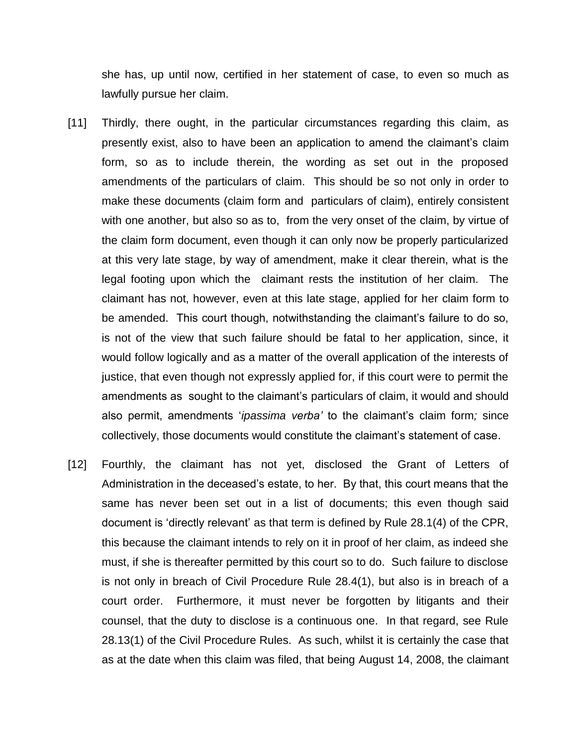she has, up until now, certified in her statement of case, to even so much as lawfully pursue her claim.

[11] Thirdly, there ought, in the particular circumstances regarding this claim, as presently exist, also to have been an application to amend the claimant's claim form, so as to include therein, the wording as set out in the proposed amendments of the particulars of claim. This should be so not only in order to make these documents (claim form and particulars of claim), entirely consistent with one another, but also so as to, from the very onset of the claim, by virtue of the claim form document, even though it can only now be properly particularized at this very late stage, by way of amendment, make it clear therein, what is the legal footing upon which the claimant rests the institution of her claim. The claimant has not, however, even at this late stage, applied for her claim form to be amended. This court though, notwithstanding the claimant's failure to do so, is not of the view that such failure should be fatal to her application, since, it would follow logically and as a matter of the overall application of the interests of justice, that even though not expressly applied for, if this court were to permit the amendments as sought to the claimant's particulars of claim, it would and should also permit, amendments '*ipassima verba'* to the claimant's claim form*;* since collectively, those documents would constitute the claimant's statement of case.

[12] Fourthly, the claimant has not yet, disclosed the Grant of Letters of Administration in the deceased's estate, to her. By that, this court means that the same has never been set out in a list of documents; this even though said document is 'directly relevant' as that term is defined by Rule 28.1(4) of the CPR, this because the claimant intends to rely on it in proof of her claim, as indeed she must, if she is thereafter permitted by this court so to do. Such failure to disclose is not only in breach of Civil Procedure Rule 28.4(1), but also is in breach of a court order. Furthermore, it must never be forgotten by litigants and their counsel, that the duty to disclose is a continuous one. In that regard, see Rule 28.13(1) of the Civil Procedure Rules. As such, whilst it is certainly the case that as at the date when this claim was filed, that being August 14, 2008, the claimant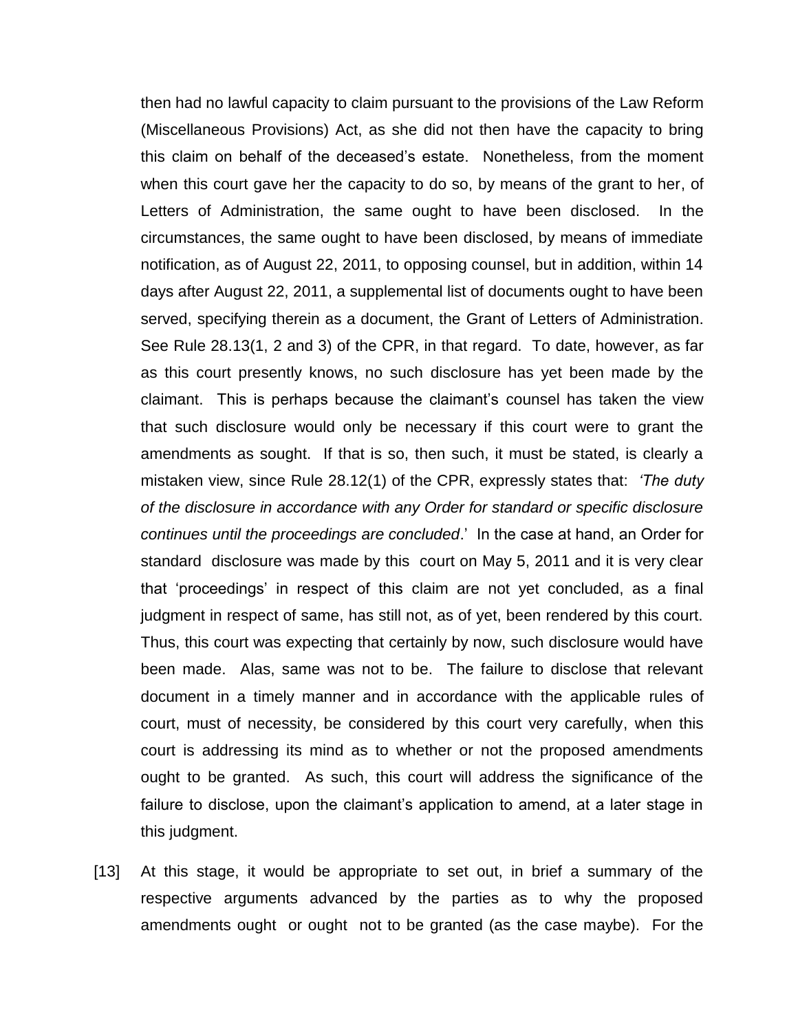then had no lawful capacity to claim pursuant to the provisions of the Law Reform (Miscellaneous Provisions) Act, as she did not then have the capacity to bring this claim on behalf of the deceased's estate. Nonetheless, from the moment when this court gave her the capacity to do so, by means of the grant to her, of Letters of Administration, the same ought to have been disclosed. In the circumstances, the same ought to have been disclosed, by means of immediate notification, as of August 22, 2011, to opposing counsel, but in addition, within 14 days after August 22, 2011, a supplemental list of documents ought to have been served, specifying therein as a document, the Grant of Letters of Administration. See Rule 28.13(1, 2 and 3) of the CPR, in that regard. To date, however, as far as this court presently knows, no such disclosure has yet been made by the claimant. This is perhaps because the claimant's counsel has taken the view that such disclosure would only be necessary if this court were to grant the amendments as sought. If that is so, then such, it must be stated, is clearly a mistaken view, since Rule 28.12(1) of the CPR, expressly states that: *'The duty of the disclosure in accordance with any Order for standard or specific disclosure continues until the proceedings are concluded*.' In the case at hand, an Order for standard disclosure was made by this court on May 5, 2011 and it is very clear that 'proceedings' in respect of this claim are not yet concluded, as a final judgment in respect of same, has still not, as of yet, been rendered by this court. Thus, this court was expecting that certainly by now, such disclosure would have been made. Alas, same was not to be. The failure to disclose that relevant document in a timely manner and in accordance with the applicable rules of court, must of necessity, be considered by this court very carefully, when this court is addressing its mind as to whether or not the proposed amendments ought to be granted. As such, this court will address the significance of the failure to disclose, upon the claimant's application to amend, at a later stage in this judgment.

[13] At this stage, it would be appropriate to set out, in brief a summary of the respective arguments advanced by the parties as to why the proposed amendments ought or ought not to be granted (as the case maybe). For the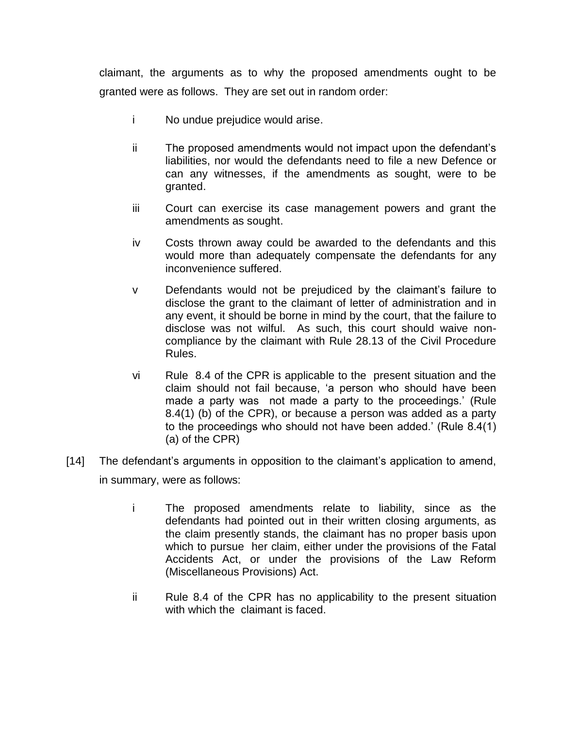claimant, the arguments as to why the proposed amendments ought to be granted were as follows. They are set out in random order:

- i No undue prejudice would arise.

- ii The proposed amendments would not impact upon the defendant's liabilities, nor would the defendants need to file a new Defence or can any witnesses, if the amendments as sought, were to be granted.

- iii Court can exercise its case management powers and grant the amendments as sought.

- iv Costs thrown away could be awarded to the defendants and this would more than adequately compensate the defendants for any inconvenience suffered.

- v Defendants would not be prejudiced by the claimant's failure to disclose the grant to the claimant of letter of administration and in any event, it should be borne in mind by the court, that the failure to disclose was not wilful. As such, this court should waive non-compliance by the claimant with Rule 28.13 of the Civil Procedure Rules.

- vi Rule 8.4 of the CPR is applicable to the present situation and the claim should not fail because, 'a person who should have been made a party was not made a party to the proceedings.' (Rule 8.4(1) (b) of the CPR), or because a person was added as a party to the proceedings who should not have been added.' (Rule 8.4(1) (a) of the CPR)

[14] The defendant's arguments in opposition to the claimant's application to amend, in summary, were as follows:

- i The proposed amendments relate to liability, since as the defendants had pointed out in their written closing arguments, as the claim presently stands, the claimant has no proper basis upon which to pursue her claim, either under the provisions of the Fatal Accidents Act, or under the provisions of the Law Reform (Miscellaneous Provisions) Act.

- ii Rule 8.4 of the CPR has no applicability to the present situation with which the claimant is faced.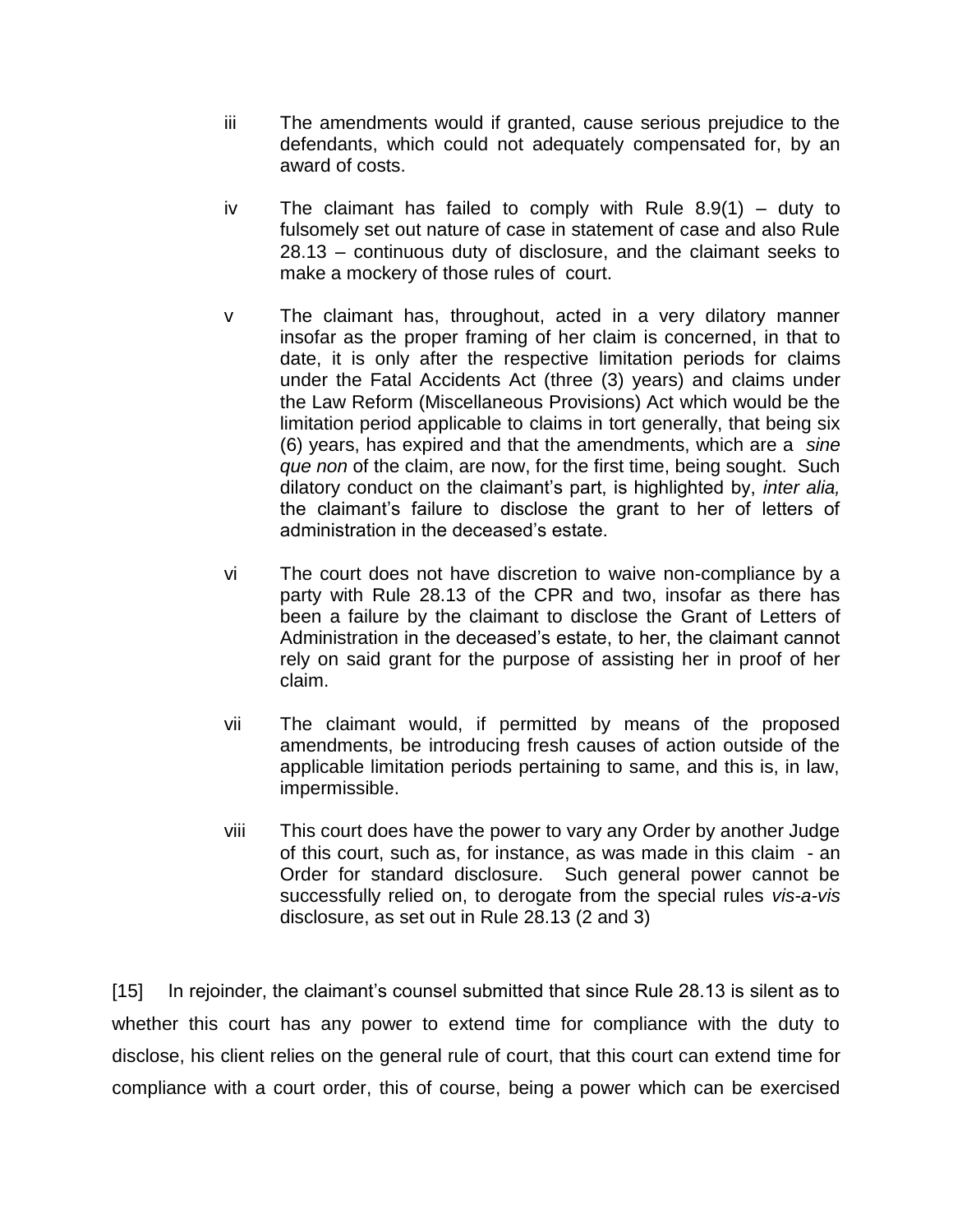iii The amendments would if granted, cause serious prejudice to the defendants, which could not adequately compensated for, by an award of costs.

iv The claimant has failed to comply with Rule 8.9(1) – duty to fulsomely set out nature of case in statement of case and also Rule 28.13 – continuous duty of disclosure, and the claimant seeks to make a mockery of those rules of court.

v The claimant has, throughout, acted in a very dilatory manner insofar as the proper framing of her claim is concerned, in that to date, it is only after the respective limitation periods for claims under the Fatal Accidents Act (three (3) years) and claims under the Law Reform (Miscellaneous Provisions) Act which would be the limitation period applicable to claims in tort generally, that being six (6) years, has expired and that the amendments, which are a *sine que non* of the claim, are now, for the first time, being sought. Such dilatory conduct on the claimant's part, is highlighted by, *inter alia,* the claimant's failure to disclose the grant to her of letters of administration in the deceased's estate.

vi The court does not have discretion to waive non-compliance by a party with Rule 28.13 of the CPR and two, insofar as there has been a failure by the claimant to disclose the Grant of Letters of Administration in the deceased's estate, to her, the claimant cannot rely on said grant for the purpose of assisting her in proof of her claim.

vii The claimant would, if permitted by means of the proposed amendments, be introducing fresh causes of action outside of the applicable limitation periods pertaining to same, and this is, in law, impermissible.

viii This court does have the power to vary any Order by another Judge of this court, such as, for instance, as was made in this claim - an Order for standard disclosure. Such general power cannot be successfully relied on, to derogate from the special rules *vis-a-vis* disclosure, as set out in Rule 28.13 (2 and 3)

[15] In rejoinder, the claimant's counsel submitted that since Rule 28.13 is silent as to whether this court has any power to extend time for compliance with the duty to disclose, his client relies on the general rule of court, that this court can extend time for compliance with a court order, this of course, being a power which can be exercised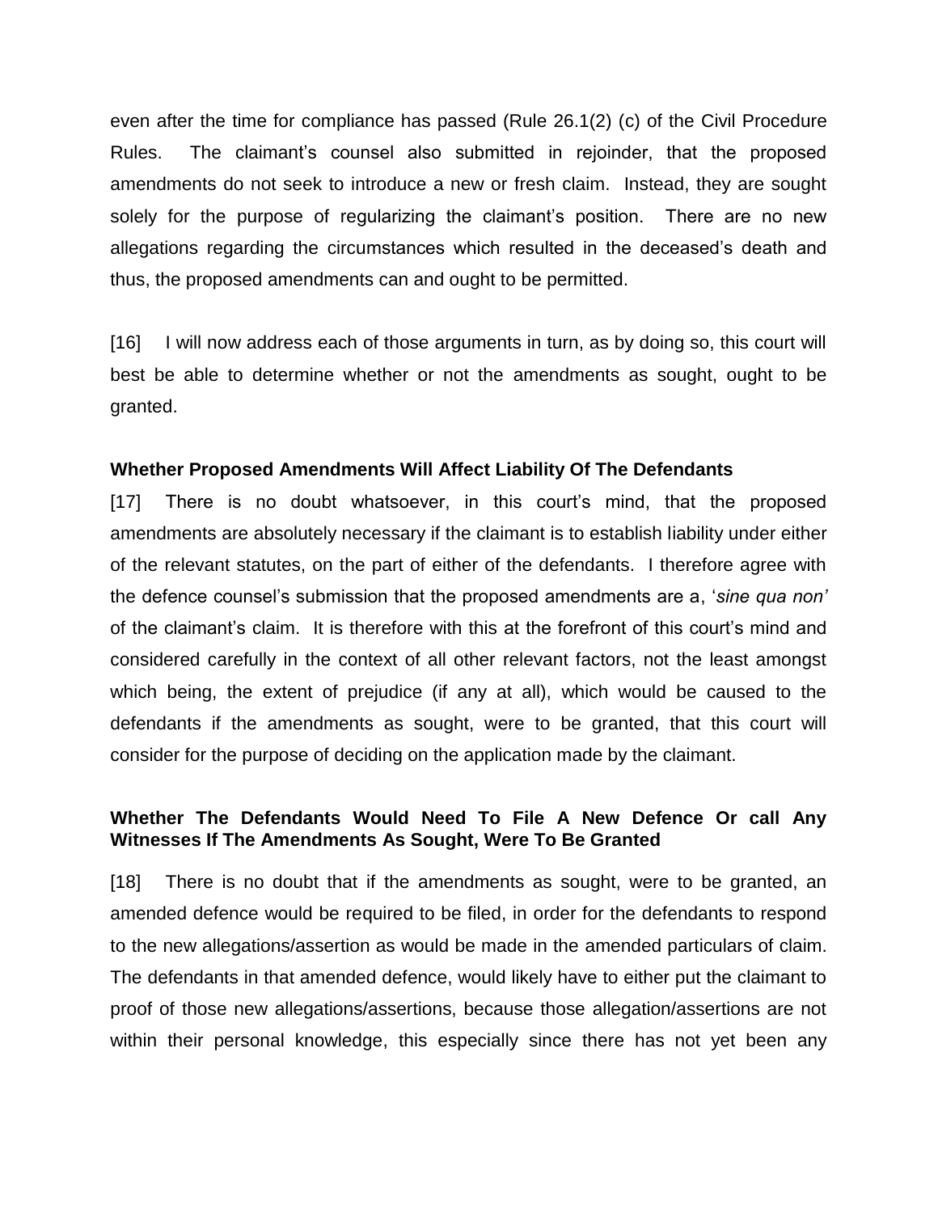even after the time for compliance has passed (Rule 26.1(2) (c) of the Civil Procedure Rules. The claimant's counsel also submitted in rejoinder, that the proposed amendments do not seek to introduce a new or fresh claim. Instead, they are sought solely for the purpose of regularizing the claimant's position. There are no new allegations regarding the circumstances which resulted in the deceased's death and thus, the proposed amendments can and ought to be permitted.

[16] I will now address each of those arguments in turn, as by doing so, this court will best be able to determine whether or not the amendments as sought, ought to be granted.

**Whether Proposed Amendments Will Affect Liability Of The Defendants**

[17] There is no doubt whatsoever, in this court's mind, that the proposed amendments are absolutely necessary if the claimant is to establish liability under either of the relevant statutes, on the part of either of the defendants. I therefore agree with the defence counsel's submission that the proposed amendments are a, '*sine qua non'* of the claimant's claim. It is therefore with this at the forefront of this court's mind and considered carefully in the context of all other relevant factors, not the least amongst which being, the extent of prejudice (if any at all), which would be caused to the defendants if the amendments as sought, were to be granted, that this court will consider for the purpose of deciding on the application made by the claimant.

**Whether The Defendants Would Need To File A New Defence Or call Any Witnesses If The Amendments As Sought, Were To Be Granted**

[18] There is no doubt that if the amendments as sought, were to be granted, an amended defence would be required to be filed, in order for the defendants to respond to the new allegations/assertion as would be made in the amended particulars of claim. The defendants in that amended defence, would likely have to either put the claimant to proof of those new allegations/assertions, because those allegation/assertions are not within their personal knowledge, this especially since there has not yet been any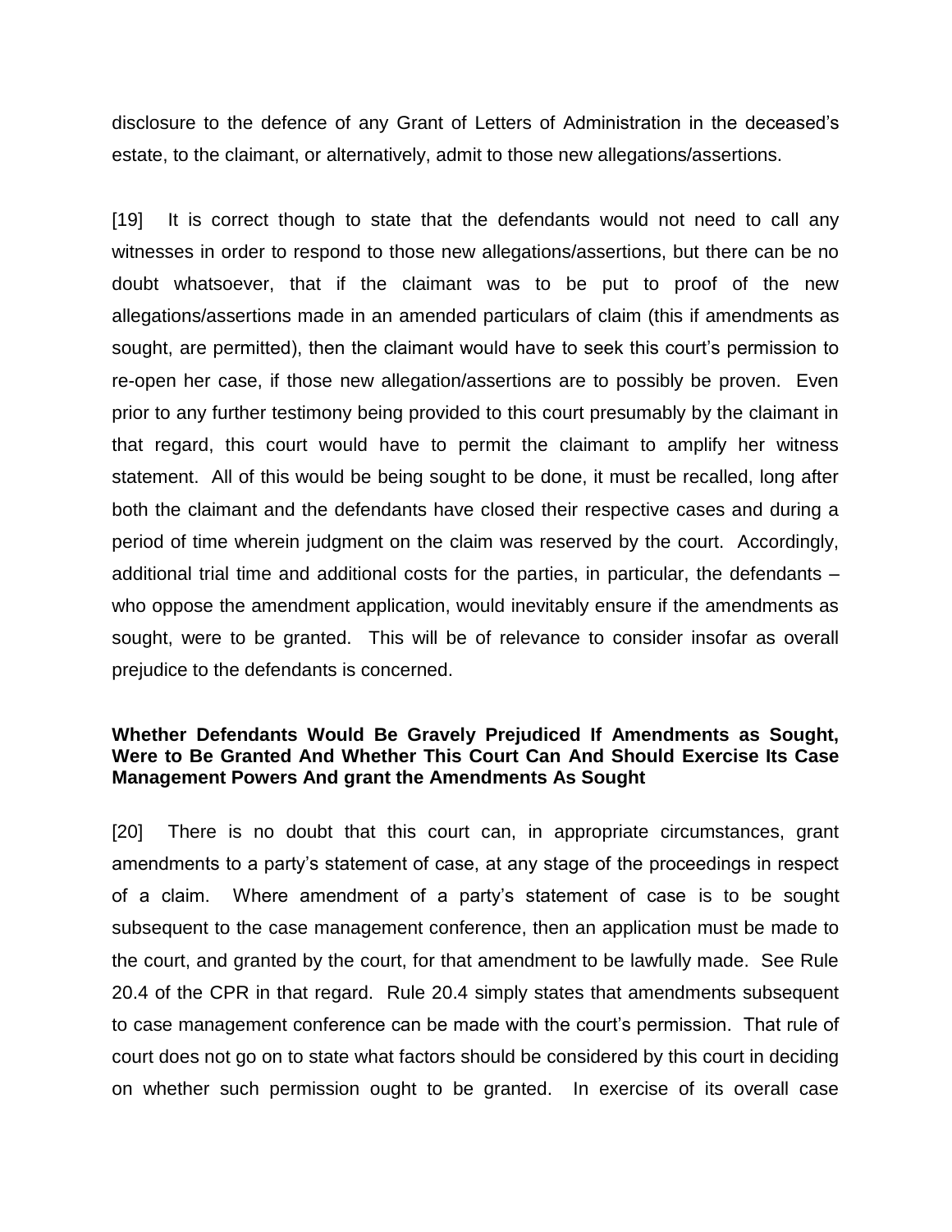disclosure to the defence of any Grant of Letters of Administration in the deceased's estate, to the claimant, or alternatively, admit to those new allegations/assertions.

[19] It is correct though to state that the defendants would not need to call any witnesses in order to respond to those new allegations/assertions, but there can be no doubt whatsoever, that if the claimant was to be put to proof of the new allegations/assertions made in an amended particulars of claim (this if amendments as sought, are permitted), then the claimant would have to seek this court's permission to re-open her case, if those new allegation/assertions are to possibly be proven. Even prior to any further testimony being provided to this court presumably by the claimant in that regard, this court would have to permit the claimant to amplify her witness statement. All of this would be being sought to be done, it must be recalled, long after both the claimant and the defendants have closed their respective cases and during a period of time wherein judgment on the claim was reserved by the court. Accordingly, additional trial time and additional costs for the parties, in particular, the defendants – who oppose the amendment application, would inevitably ensure if the amendments as sought, were to be granted. This will be of relevance to consider insofar as overall prejudice to the defendants is concerned.

**Whether Defendants Would Be Gravely Prejudiced If Amendments as Sought, Were to Be Granted And Whether This Court Can And Should Exercise Its Case Management Powers And grant the Amendments As Sought**

[20] There is no doubt that this court can, in appropriate circumstances, grant amendments to a party's statement of case, at any stage of the proceedings in respect of a claim. Where amendment of a party's statement of case is to be sought subsequent to the case management conference, then an application must be made to the court, and granted by the court, for that amendment to be lawfully made. See Rule 20.4 of the CPR in that regard. Rule 20.4 simply states that amendments subsequent to case management conference can be made with the court's permission. That rule of court does not go on to state what factors should be considered by this court in deciding on whether such permission ought to be granted. In exercise of its overall case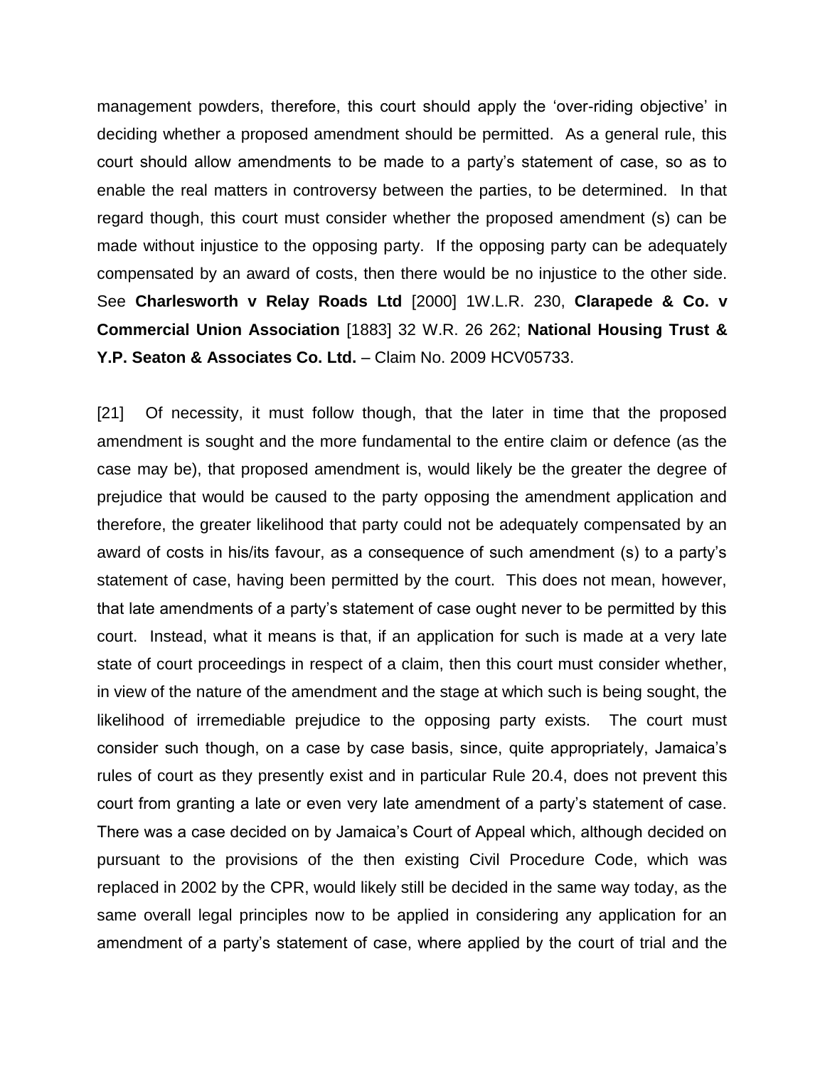management powders, therefore, this court should apply the 'over-riding objective' in deciding whether a proposed amendment should be permitted. As a general rule, this court should allow amendments to be made to a party's statement of case, so as to enable the real matters in controversy between the parties, to be determined. In that regard though, this court must consider whether the proposed amendment (s) can be made without injustice to the opposing party. If the opposing party can be adequately compensated by an award of costs, then there would be no injustice to the other side. See **Charlesworth v Relay Roads Ltd** [2000] 1W.L.R. 230, **Clarapede & Co. v Commercial Union Association** [1883] 32 W.R. 26 262; **National Housing Trust & Y.P. Seaton & Associates Co. Ltd.** – Claim No. 2009 HCV05733.

[21] Of necessity, it must follow though, that the later in time that the proposed amendment is sought and the more fundamental to the entire claim or defence (as the case may be), that proposed amendment is, would likely be the greater the degree of prejudice that would be caused to the party opposing the amendment application and therefore, the greater likelihood that party could not be adequately compensated by an award of costs in his/its favour, as a consequence of such amendment (s) to a party's statement of case, having been permitted by the court. This does not mean, however, that late amendments of a party's statement of case ought never to be permitted by this court. Instead, what it means is that, if an application for such is made at a very late state of court proceedings in respect of a claim, then this court must consider whether, in view of the nature of the amendment and the stage at which such is being sought, the likelihood of irremediable prejudice to the opposing party exists. The court must consider such though, on a case by case basis, since, quite appropriately, Jamaica's rules of court as they presently exist and in particular Rule 20.4, does not prevent this court from granting a late or even very late amendment of a party's statement of case. There was a case decided on by Jamaica's Court of Appeal which, although decided on pursuant to the provisions of the then existing Civil Procedure Code, which was replaced in 2002 by the CPR, would likely still be decided in the same way today, as the same overall legal principles now to be applied in considering any application for an amendment of a party's statement of case, where applied by the court of trial and the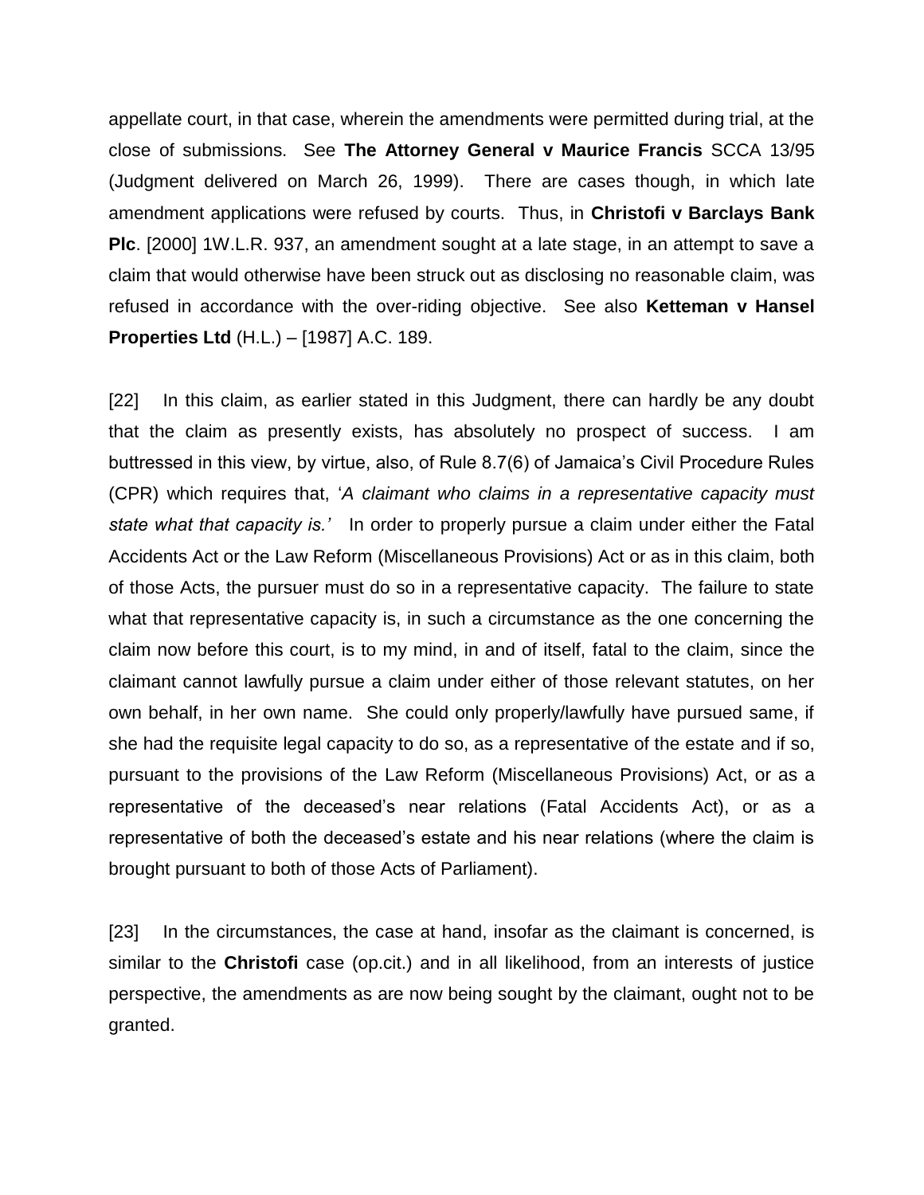appellate court, in that case, wherein the amendments were permitted during trial, at the close of submissions. See **The Attorney General v Maurice Francis** SCCA 13/95 (Judgment delivered on March 26, 1999). There are cases though, in which late amendment applications were refused by courts. Thus, in **Christofi v Barclays Bank Plc**. [2000] 1W.L.R. 937, an amendment sought at a late stage, in an attempt to save a claim that would otherwise have been struck out as disclosing no reasonable claim, was refused in accordance with the over-riding objective. See also **Ketteman v Hansel Properties Ltd** (H.L.) – [1987] A.C. 189.

[22] In this claim, as earlier stated in this Judgment, there can hardly be any doubt that the claim as presently exists, has absolutely no prospect of success. I am buttressed in this view, by virtue, also, of Rule 8.7(6) of Jamaica's Civil Procedure Rules (CPR) which requires that, '*A claimant who claims in a representative capacity must state what that capacity is.*' In order to properly pursue a claim under either the Fatal Accidents Act or the Law Reform (Miscellaneous Provisions) Act or as in this claim, both of those Acts, the pursuer must do so in a representative capacity. The failure to state what that representative capacity is, in such a circumstance as the one concerning the claim now before this court, is to my mind, in and of itself, fatal to the claim, since the claimant cannot lawfully pursue a claim under either of those relevant statutes, on her own behalf, in her own name. She could only properly/lawfully have pursued same, if she had the requisite legal capacity to do so, as a representative of the estate and if so, pursuant to the provisions of the Law Reform (Miscellaneous Provisions) Act, or as a representative of the deceased's near relations (Fatal Accidents Act), or as a representative of both the deceased's estate and his near relations (where the claim is brought pursuant to both of those Acts of Parliament).

[23] In the circumstances, the case at hand, insofar as the claimant is concerned, is similar to the **Christofi** case (op.cit.) and in all likelihood, from an interests of justice perspective, the amendments as are now being sought by the claimant, ought not to be granted.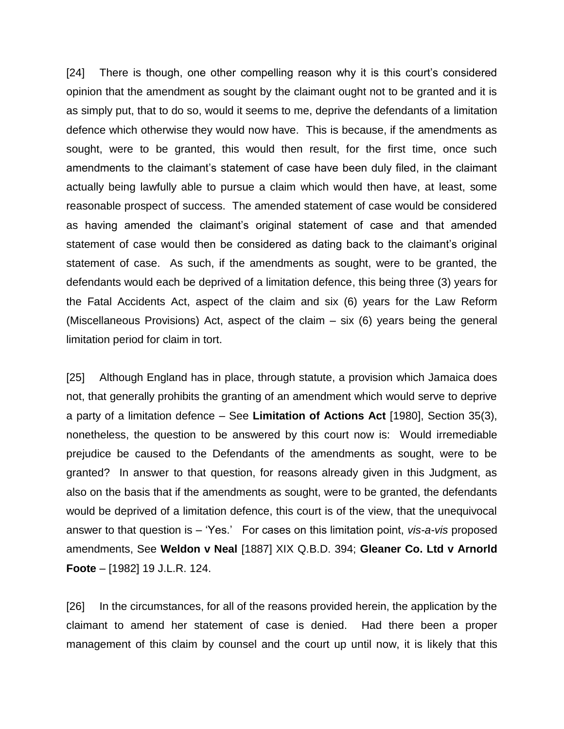[24] There is though, one other compelling reason why it is this court's considered opinion that the amendment as sought by the claimant ought not to be granted and it is as simply put, that to do so, would it seems to me, deprive the defendants of a limitation defence which otherwise they would now have. This is because, if the amendments as sought, were to be granted, this would then result, for the first time, once such amendments to the claimant's statement of case have been duly filed, in the claimant actually being lawfully able to pursue a claim which would then have, at least, some reasonable prospect of success. The amended statement of case would be considered as having amended the claimant's original statement of case and that amended statement of case would then be considered as dating back to the claimant's original statement of case. As such, if the amendments as sought, were to be granted, the defendants would each be deprived of a limitation defence, this being three (3) years for the Fatal Accidents Act, aspect of the claim and six (6) years for the Law Reform (Miscellaneous Provisions) Act, aspect of the claim – six (6) years being the general limitation period for claim in tort.

[25] Although England has in place, through statute, a provision which Jamaica does not, that generally prohibits the granting of an amendment which would serve to deprive a party of a limitation defence – See **Limitation of Actions Act** [1980], Section 35(3), nonetheless, the question to be answered by this court now is: Would irremediable prejudice be caused to the Defendants of the amendments as sought, were to be granted? In answer to that question, for reasons already given in this Judgment, as also on the basis that if the amendments as sought, were to be granted, the defendants would be deprived of a limitation defence, this court is of the view, that the unequivocal answer to that question is – 'Yes.' For cases on this limitation point, *vis-a-vis* proposed amendments, See **Weldon v Neal** [1887] XIX Q.B.D. 394; **Gleaner Co. Ltd v Arnorld Foote** – [1982] 19 J.L.R. 124.

[26] In the circumstances, for all of the reasons provided herein, the application by the claimant to amend her statement of case is denied. Had there been a proper management of this claim by counsel and the court up until now, it is likely that this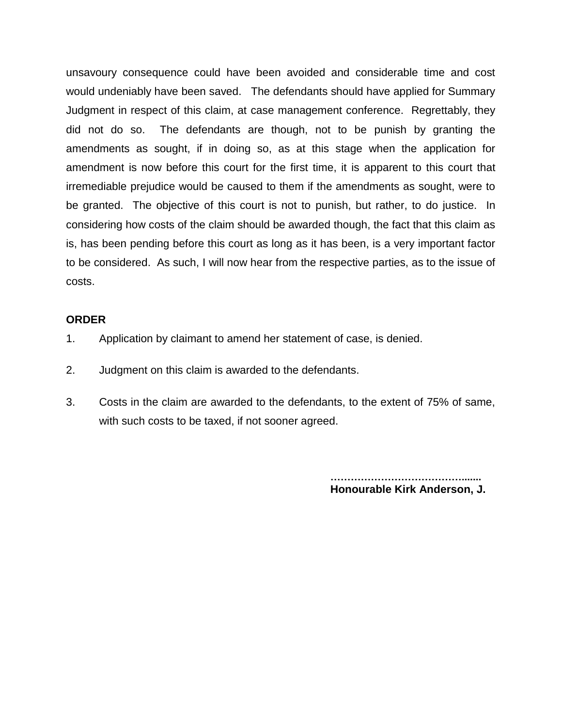unsavoury consequence could have been avoided and considerable time and cost would undeniably have been saved. The defendants should have applied for Summary Judgment in respect of this claim, at case management conference. Regrettably, they did not do so. The defendants are though, not to be punish by granting the amendments as sought, if in doing so, as at this stage when the application for amendment is now before this court for the first time, it is apparent to this court that irremediable prejudice would be caused to them if the amendments as sought, were to be granted. The objective of this court is not to punish, but rather, to do justice. In considering how costs of the claim should be awarded though, the fact that this claim as is, has been pending before this court as long as it has been, is a very important factor to be considered. As such, I will now hear from the respective parties, as to the issue of costs.

**ORDER**

1. Application by claimant to amend her statement of case, is denied.

2. Judgment on this claim is awarded to the defendants.

3. Costs in the claim are awarded to the defendants, to the extent of 75% of same, with such costs to be taxed, if not sooner agreed.

…………………………………......

**Honourable Kirk Anderson, J.**